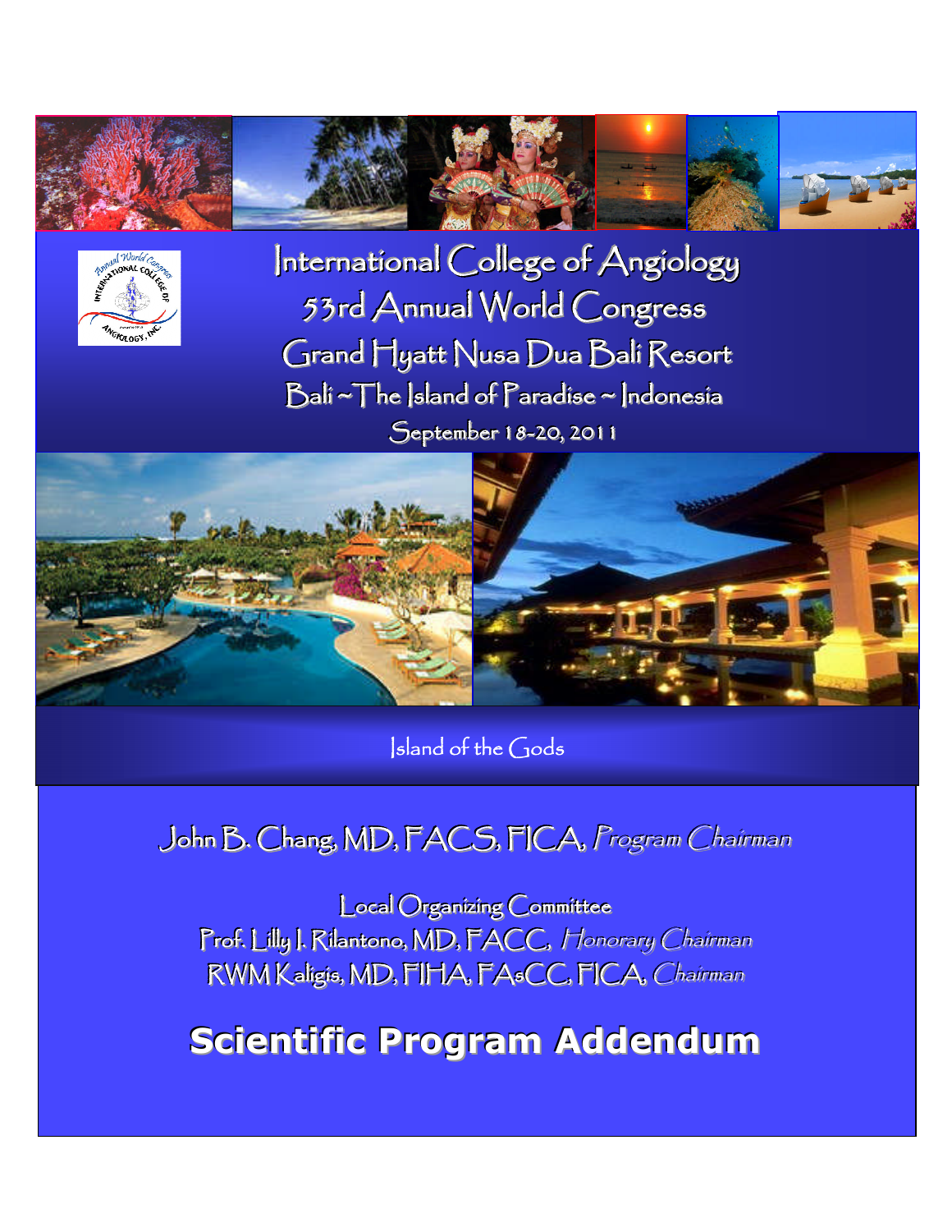# International College of Angiology
## 53rd Annual World Congress
## Grand Hyatt Nusa Dua Bali Resort
### Bali ~ The Island of Paradise ~ Indonesia
### September 18-20, 2011

Island of the Gods

John B. Chang, MD, FACS, FICA, *Program Chairman*

Local Organizing Committee

Prof. Lilly I. Rilantono, MD, FACC, *Honorary Chairman*

RWM Kaligis, MD, FIHA, FAsCC, FICA, *Chairman*

# Scientific Program Addendum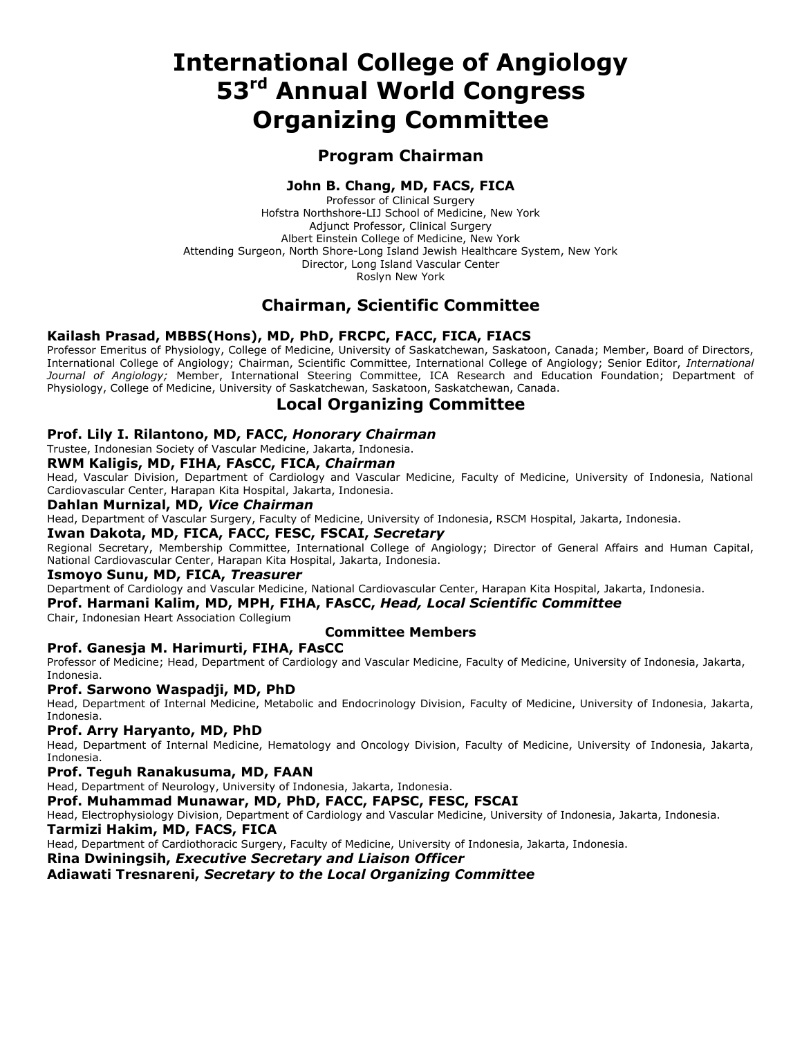# International College of Angiology 53rd Annual World Congress Organizing Committee

## Program Chairman

**John B. Chang, MD, FACS, FICA**
Professor of Clinical Surgery
Hofstra Northshore-LIJ School of Medicine, New York
Adjunct Professor, Clinical Surgery
Albert Einstein College of Medicine, New York
Attending Surgeon, North Shore-Long Island Jewish Healthcare System, New York
Director, Long Island Vascular Center
Roslyn New York

## Chairman, Scientific Committee

**Kailash Prasad, MBBS(Hons), MD, PhD, FRCPC, FACC, FICA, FIACS**
Professor Emeritus of Physiology, College of Medicine, University of Saskatchewan, Saskatoon, Canada; Member, Board of Directors, International College of Angiology; Chairman, Scientific Committee, International College of Angiology; Senior Editor, *International Journal of Angiology;* Member, International Steering Committee, ICA Research and Education Foundation; Department of Physiology, College of Medicine, University of Saskatchewan, Saskatoon, Saskatchewan, Canada.

## Local Organizing Committee

**Prof. Lily I. Rilantono, MD, FACC, *Honorary Chairman***
Trustee, Indonesian Society of Vascular Medicine, Jakarta, Indonesia.

**RWM Kaligis, MD, FIHA, FAsCC, FICA, *Chairman***
Head, Vascular Division, Department of Cardiology and Vascular Medicine, Faculty of Medicine, University of Indonesia, National Cardiovascular Center, Harapan Kita Hospital, Jakarta, Indonesia.

**Dahlan Murnizal, MD, *Vice Chairman***
Head, Department of Vascular Surgery, Faculty of Medicine, University of Indonesia, RSCM Hospital, Jakarta, Indonesia.

**Iwan Dakota, MD, FICA, FACC, FESC, FSCAI, *Secretary***
Regional Secretary, Membership Committee, International College of Angiology; Director of General Affairs and Human Capital, National Cardiovascular Center, Harapan Kita Hospital, Jakarta, Indonesia.

**Ismoyo Sunu, MD, FICA, *Treasurer***
Department of Cardiology and Vascular Medicine, National Cardiovascular Center, Harapan Kita Hospital, Jakarta, Indonesia.

**Prof. Harmani Kalim, MD, MPH, FIHA, FAsCC, *Head, Local Scientific Committee***
Chair, Indonesian Heart Association Collegium

### Committee Members

**Prof. Ganesja M. Harimurti, FIHA, FAsCC**
Professor of Medicine; Head, Department of Cardiology and Vascular Medicine, Faculty of Medicine, University of Indonesia, Jakarta, Indonesia.

**Prof. Sarwono Waspadji, MD, PhD**
Head, Department of Internal Medicine, Metabolic and Endocrinology Division, Faculty of Medicine, University of Indonesia, Jakarta, Indonesia.

**Prof. Arry Haryanto, MD, PhD**
Head, Department of Internal Medicine, Hematology and Oncology Division, Faculty of Medicine, University of Indonesia, Jakarta, Indonesia.

**Prof. Teguh Ranakusuma, MD, FAAN**
Head, Department of Neurology, University of Indonesia, Jakarta, Indonesia.

**Prof. Muhammad Munawar, MD, PhD, FACC, FAPSC, FESC, FSCAI**
Head, Electrophysiology Division, Department of Cardiology and Vascular Medicine, University of Indonesia, Jakarta, Indonesia.

**Tarmizi Hakim, MD, FACS, FICA**
Head, Department of Cardiothoracic Surgery, Faculty of Medicine, University of Indonesia, Jakarta, Indonesia.

**Rina Dwiningsih, *Executive Secretary and Liaison Officer***

**Adiawati Tresnareni, *Secretary to the Local Organizing Committee***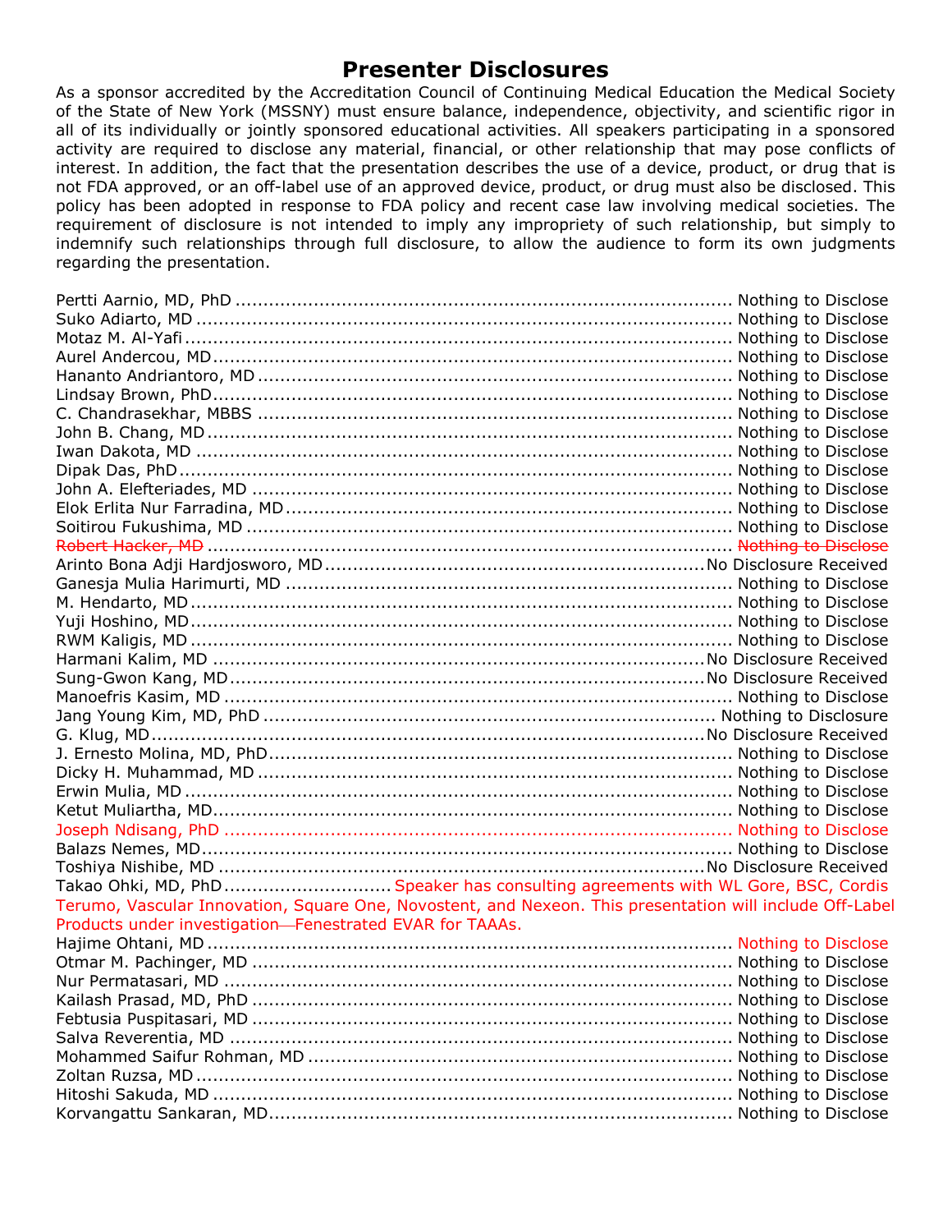# Presenter Disclosures

As a sponsor accredited by the Accreditation Council of Continuing Medical Education the Medical Society of the State of New York (MSSNY) must ensure balance, independence, objectivity, and scientific rigor in all of its individually or jointly sponsored educational activities. All speakers participating in a sponsored activity are required to disclose any material, financial, or other relationship that may pose conflicts of interest. In addition, the fact that the presentation describes the use of a device, product, or drug that is not FDA approved, or an off-label use of an approved device, product, or drug must also be disclosed. This policy has been adopted in response to FDA policy and recent case law involving medical societies. The requirement of disclosure is not intended to imply any impropriety of such relationship, but simply to indemnify such relationships through full disclosure, to allow the audience to form its own judgments regarding the presentation.

Pertti Aarnio, MD, PhD ........ Nothing to Disclose
Suko Adiarto, MD ........ Nothing to Disclose
Motaz M. Al-Yafi ........ Nothing to Disclose
Aurel Andercou, MD ........ Nothing to Disclose
Hananto Andriantoro, MD ........ Nothing to Disclose
Lindsay Brown, PhD ........ Nothing to Disclose
C. Chandrasekhar, MBBS ........ Nothing to Disclose
John B. Chang, MD ........ Nothing to Disclose
Iwan Dakota, MD ........ Nothing to Disclose
Dipak Das, PhD ........ Nothing to Disclose
John A. Elefteriades, MD ........ Nothing to Disclose
Elok Erlita Nur Farradina, MD ........ Nothing to Disclose
Soitirou Fukushima, MD ........ Nothing to Disclose
~~Robert Hacker, MD ........ Nothing to Disclose~~
Arinto Bona Adji Hardjosworo, MD ........ No Disclosure Received
Ganesja Mulia Harimurti, MD ........ Nothing to Disclose
M. Hendarto, MD ........ Nothing to Disclose
Yuji Hoshino, MD ........ Nothing to Disclose
RWM Kaligis, MD ........ Nothing to Disclose
Harmani Kalim, MD ........ No Disclosure Received
Sung-Gwon Kang, MD ........ No Disclosure Received
Manoefris Kasim, MD ........ Nothing to Disclose
Jang Young Kim, MD, PhD ........ Nothing to Disclosure
G. Klug, MD ........ No Disclosure Received
J. Ernesto Molina, MD, PhD ........ Nothing to Disclose
Dicky H. Muhammad, MD ........ Nothing to Disclose
Erwin Mulia, MD ........ Nothing to Disclose
Ketut Muliartha, MD ........ Nothing to Disclose
Joseph Ndisang, PhD ........ Nothing to Disclose
Balazs Nemes, MD ........ Nothing to Disclose
Toshiya Nishibe, MD ........ No Disclosure Received
Takao Ohki, MD, PhD ........ Speaker has consulting agreements with WL Gore, BSC, Cordis Terumo, Vascular Innovation, Square One, Novostent, and Nexeon. This presentation will include Off-Label Products under investigation—Fenestrated EVAR for TAAAs.
Hajime Ohtani, MD ........ Nothing to Disclose
Otmar M. Pachinger, MD ........ Nothing to Disclose
Nur Permatasari, MD ........ Nothing to Disclose
Kailash Prasad, MD, PhD ........ Nothing to Disclose
Febtusia Puspitasari, MD ........ Nothing to Disclose
Salva Reverentia, MD ........ Nothing to Disclose
Mohammed Saifur Rohman, MD ........ Nothing to Disclose
Zoltan Ruzsa, MD ........ Nothing to Disclose
Hitoshi Sakuda, MD ........ Nothing to Disclose
Korvangattu Sankaran, MD ........ Nothing to Disclose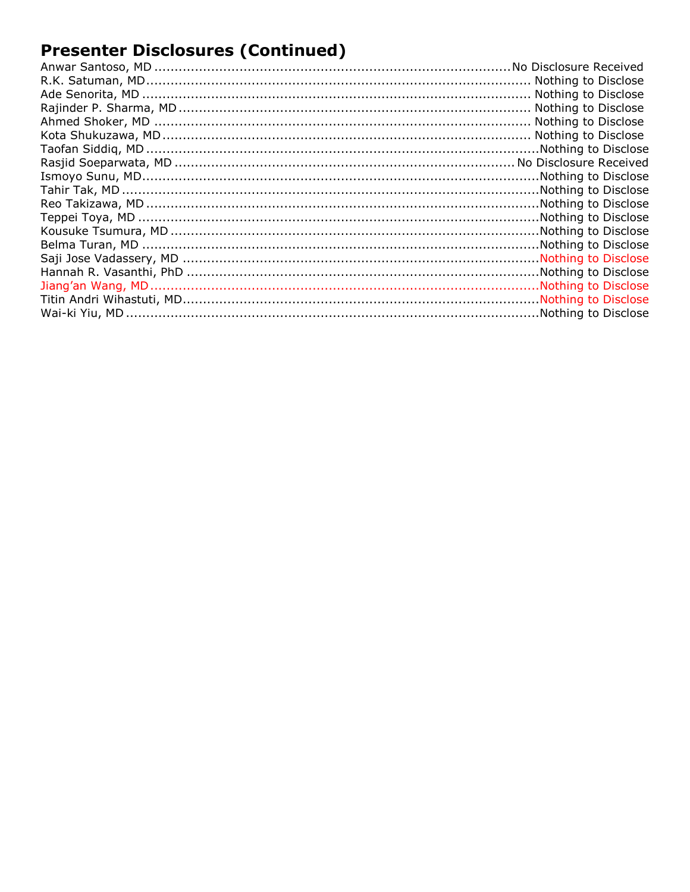## Presenter Disclosures (Continued)

Anwar Santoso, MD ........................................................................................No Disclosure Received
R.K. Satuman, MD............................................................................................ Nothing to Disclose
Ade Senorita, MD ............................................................................................. Nothing to Disclose
Rajinder P. Sharma, MD ................................................................................... Nothing to Disclose
Ahmed Shoker, MD .......................................................................................... Nothing to Disclose
Kota Shukuzawa, MD ........................................................................................ Nothing to Disclose
Taofan Siddiq, MD .............................................................................................Nothing to Disclose
Rasjid Soeparwata, MD ................................................................................. No Disclosure Received
Ismoyo Sunu, MD...............................................................................................Nothing to Disclose
Tahir Tak, MD ....................................................................................................Nothing to Disclose
Reo Takizawa, MD .............................................................................................Nothing to Disclose
Teppei Toya, MD ................................................................................................Nothing to Disclose
Kousuke Tsumura, MD .......................................................................................Nothing to Disclose
Belma Turan, MD ...............................................................................................Nothing to Disclose
Saji Jose Vadassery, MD ....................................................................................Nothing to Disclose
Hannah R. Vasanthi, PhD ...................................................................................Nothing to Disclose
Jiang'an Wang, MD.............................................................................................Nothing to Disclose
Titin Andri Wihastuti, MD....................................................................................Nothing to Disclose
Wai-ki Yiu, MD ...................................................................................................Nothing to Disclose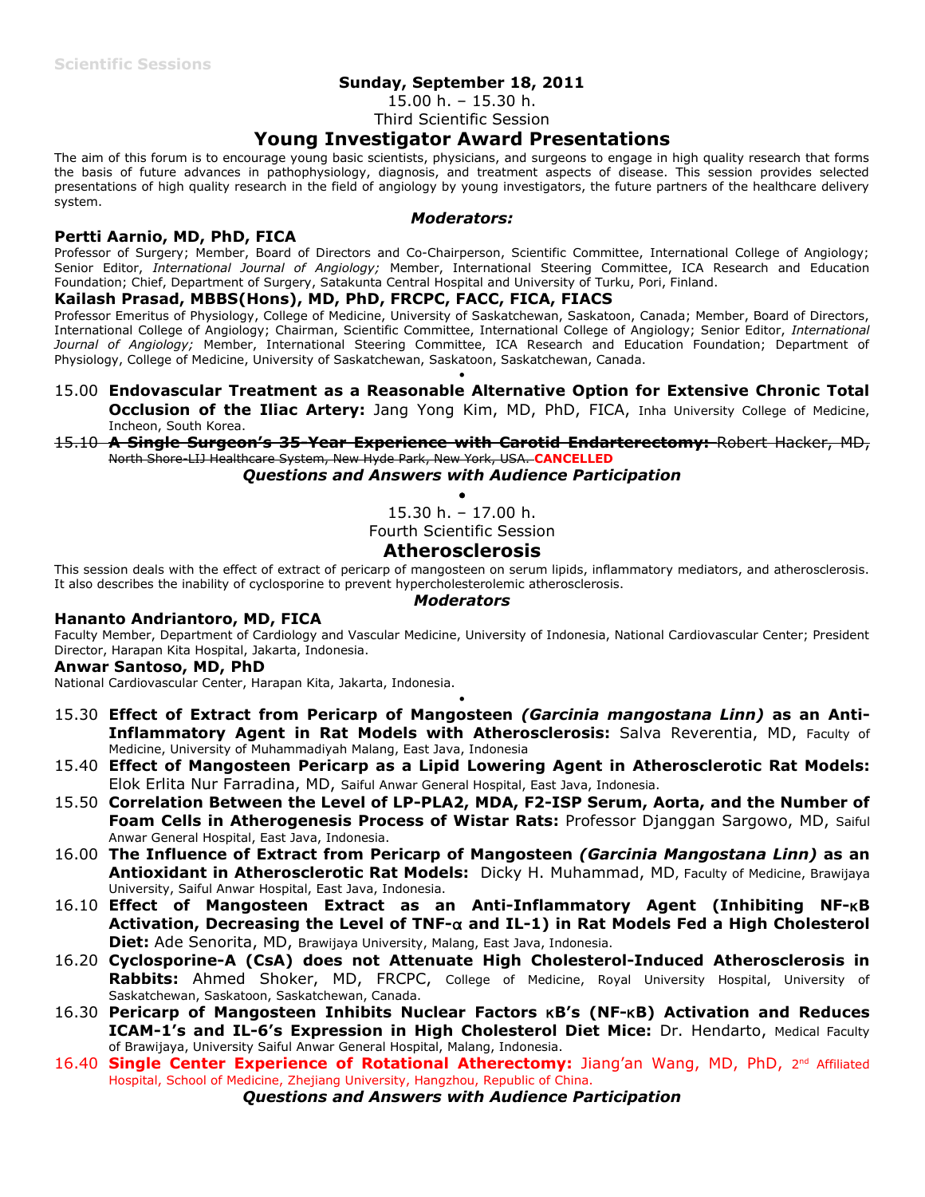**Sunday, September 18, 2011**

15.00 h. – 15.30 h.

Third Scientific Session

## Young Investigator Award Presentations

The aim of this forum is to encourage young basic scientists, physicians, and surgeons to engage in high quality research that forms the basis of future advances in pathophysiology, diagnosis, and treatment aspects of disease. This session provides selected presentations of high quality research in the field of angiology by young investigators, the future partners of the healthcare delivery system.

***Moderators:***

**Pertti Aarnio, MD, PhD, FICA**

Professor of Surgery; Member, Board of Directors and Co-Chairperson, Scientific Committee, International College of Angiology; Senior Editor, *International Journal of Angiology;* Member, International Steering Committee, ICA Research and Education Foundation; Chief, Department of Surgery, Satakunta Central Hospital and University of Turku, Pori, Finland.

**Kailash Prasad, MBBS(Hons), MD, PhD, FRCPC, FACC, FICA, FIACS**

Professor Emeritus of Physiology, College of Medicine, University of Saskatchewan, Saskatoon, Canada; Member, Board of Directors, International College of Angiology; Chairman, Scientific Committee, International College of Angiology; Senior Editor, *International Journal of Angiology;* Member, International Steering Committee, ICA Research and Education Foundation; Department of Physiology, College of Medicine, University of Saskatchewan, Saskatoon, Saskatchewan, Canada.

•

15.00 **Endovascular Treatment as a Reasonable Alternative Option for Extensive Chronic Total Occlusion of the Iliac Artery:** Jang Yong Kim, MD, PhD, FICA, Inha University College of Medicine, Incheon, South Korea.

~~15.10 **A Single Surgeon's 35-Year Experience with Carotid Endarterectomy:** Robert Hacker, MD, North Shore-LIJ Healthcare System, New Hyde Park, New York, USA.~~ **CANCELLED**

***Questions and Answers with Audience Participation***

•

15.30 h. – 17.00 h.

Fourth Scientific Session

## Atherosclerosis

This session deals with the effect of extract of pericarp of mangosteen on serum lipids, inflammatory mediators, and atherosclerosis. It also describes the inability of cyclosporine to prevent hypercholesterolemic atherosclerosis.

***Moderators***

**Hananto Andriantoro, MD, FICA**

Faculty Member, Department of Cardiology and Vascular Medicine, University of Indonesia, National Cardiovascular Center; President Director, Harapan Kita Hospital, Jakarta, Indonesia.

**Anwar Santoso, MD, PhD**

National Cardiovascular Center, Harapan Kita, Jakarta, Indonesia.

•

15.30 **Effect of Extract from Pericarp of Mangosteen *(Garcinia mangostana Linn)* as an Anti-Inflammatory Agent in Rat Models with Atherosclerosis:** Salva Reverentia, MD, Faculty of Medicine, University of Muhammadiyah Malang, East Java, Indonesia

15.40 **Effect of Mangosteen Pericarp as a Lipid Lowering Agent in Atherosclerotic Rat Models:** Elok Erlita Nur Farradina, MD, Saiful Anwar General Hospital, East Java, Indonesia.

15.50 **Correlation Between the Level of LP-PLA2, MDA, F2-ISP Serum, Aorta, and the Number of Foam Cells in Atherogenesis Process of Wistar Rats:** Professor Djanggan Sargowo, MD, Saiful Anwar General Hospital, East Java, Indonesia.

16.00 **The Influence of Extract from Pericarp of Mangosteen *(Garcinia Mangostana Linn)* as an Antioxidant in Atherosclerotic Rat Models:** Dicky H. Muhammad, MD, Faculty of Medicine, Brawijaya University, Saiful Anwar Hospital, East Java, Indonesia.

16.10 **Effect of Mangosteen Extract as an Anti-Inflammatory Agent (Inhibiting NF-κB Activation, Decreasing the Level of TNF-α and IL-1) in Rat Models Fed a High Cholesterol Diet:** Ade Senorita, MD, Brawijaya University, Malang, East Java, Indonesia.

16.20 **Cyclosporine-A (CsA) does not Attenuate High Cholesterol-Induced Atherosclerosis in Rabbits:** Ahmed Shoker, MD, FRCPC, College of Medicine, Royal University Hospital, University of Saskatchewan, Saskatoon, Saskatchewan, Canada.

16.30 **Pericarp of Mangosteen Inhibits Nuclear Factors κB's (NF-κB) Activation and Reduces ICAM-1's and IL-6's Expression in High Cholesterol Diet Mice:** Dr. Hendarto, Medical Faculty of Brawijaya, University Saiful Anwar General Hospital, Malang, Indonesia.

16.40 **Single Center Experience of Rotational Atherectomy:** Jiang'an Wang, MD, PhD, 2nd Affiliated Hospital, School of Medicine, Zhejiang University, Hangzhou, Republic of China.

***Questions and Answers with Audience Participation***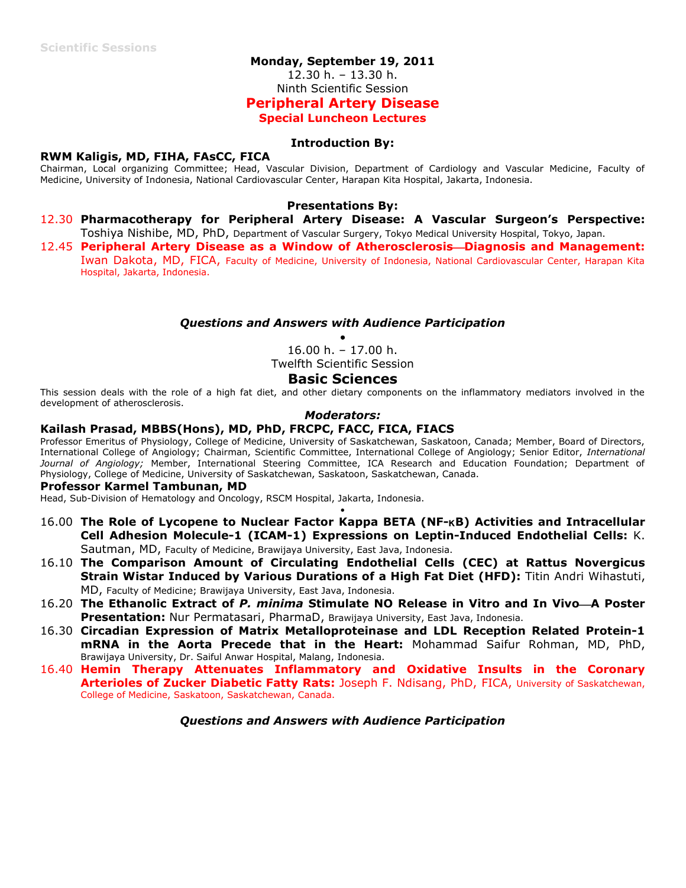**Monday, September 19, 2011**

12.30 h. – 13.30 h.

Ninth Scientific Session

## Peripheral Artery Disease

### Special Luncheon Lectures

**Introduction By:**

**RWM Kaligis, MD, FIHA, FAsCC, FICA**
Chairman, Local organizing Committee; Head, Vascular Division, Department of Cardiology and Vascular Medicine, Faculty of Medicine, University of Indonesia, National Cardiovascular Center, Harapan Kita Hospital, Jakarta, Indonesia.

**Presentations By:**

12.30 **Pharmacotherapy for Peripheral Artery Disease: A Vascular Surgeon's Perspective:** Toshiya Nishibe, MD, PhD, Department of Vascular Surgery, Tokyo Medical University Hospital, Tokyo, Japan.

12.45 **Peripheral Artery Disease as a Window of Atherosclerosis—Diagnosis and Management:** Iwan Dakota, MD, FICA, Faculty of Medicine, University of Indonesia, National Cardiovascular Center, Harapan Kita Hospital, Jakarta, Indonesia.

***Questions and Answers with Audience Participation***

•

16.00 h. – 17.00 h.

Twelfth Scientific Session

## Basic Sciences

This session deals with the role of a high fat diet, and other dietary components on the inflammatory mediators involved in the development of atherosclerosis.

***Moderators:***

**Kailash Prasad, MBBS(Hons), MD, PhD, FRCPC, FACC, FICA, FIACS**
Professor Emeritus of Physiology, College of Medicine, University of Saskatchewan, Saskatoon, Canada; Member, Board of Directors, International College of Angiology; Chairman, Scientific Committee, International College of Angiology; Senior Editor, *International Journal of Angiology;* Member, International Steering Committee, ICA Research and Education Foundation; Department of Physiology, College of Medicine, University of Saskatchewan, Saskatoon, Saskatchewan, Canada.

**Professor Karmel Tambunan, MD**
Head, Sub-Division of Hematology and Oncology, RSCM Hospital, Jakarta, Indonesia.

•

16.00 **The Role of Lycopene to Nuclear Factor Kappa BETA (NF-κB) Activities and Intracellular Cell Adhesion Molecule-1 (ICAM-1) Expressions on Leptin-Induced Endothelial Cells:** K. Sautman, MD, Faculty of Medicine, Brawijaya University, East Java, Indonesia.

16.10 **The Comparison Amount of Circulating Endothelial Cells (CEC) at Rattus Novergicus Strain Wistar Induced by Various Durations of a High Fat Diet (HFD):** Titin Andri Wihastuti, MD, Faculty of Medicine; Brawijaya University, East Java, Indonesia.

16.20 **The Ethanolic Extract of *P. minima* Stimulate NO Release in Vitro and In Vivo—A Poster Presentation:** Nur Permatasari, PharmaD, Brawijaya University, East Java, Indonesia.

16.30 **Circadian Expression of Matrix Metalloproteinase and LDL Reception Related Protein-1 mRNA in the Aorta Precede that in the Heart:** Mohammad Saifur Rohman, MD, PhD, Brawijaya University, Dr. Saiful Anwar Hospital, Malang, Indonesia.

16.40 **Hemin Therapy Attenuates Inflammatory and Oxidative Insults in the Coronary Arterioles of Zucker Diabetic Fatty Rats:** Joseph F. Ndisang, PhD, FICA, University of Saskatchewan, College of Medicine, Saskatoon, Saskatchewan, Canada.

***Questions and Answers with Audience Participation***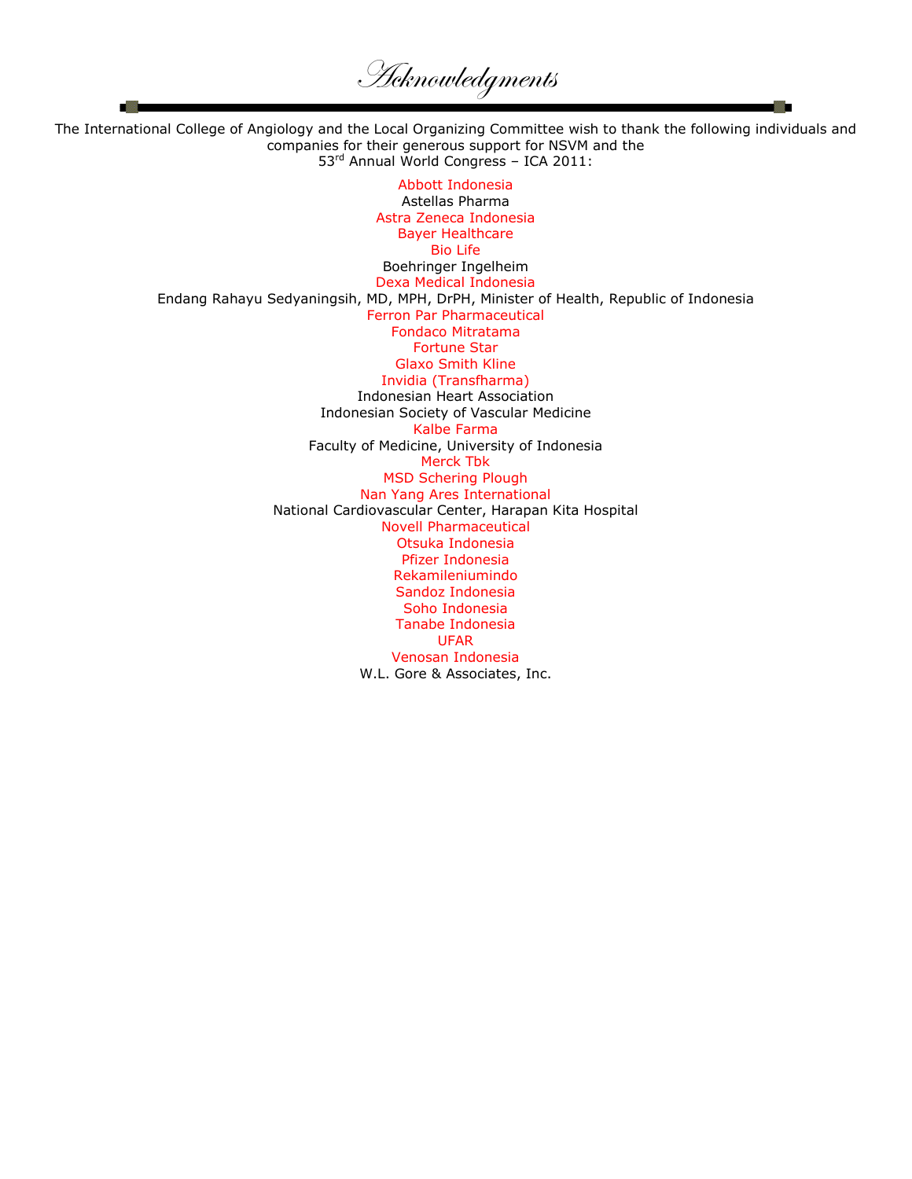# Acknowledgments

The International College of Angiology and the Local Organizing Committee wish to thank the following individuals and companies for their generous support for NSVM and the 53rd Annual World Congress – ICA 2011:

Abbott Indonesia
Astellas Pharma
Astra Zeneca Indonesia
Bayer Healthcare
Bio Life
Boehringer Ingelheim
Dexa Medical Indonesia
Endang Rahayu Sedyaningsih, MD, MPH, DrPH, Minister of Health, Republic of Indonesia
Ferron Par Pharmaceutical
Fondaco Mitratama
Fortune Star
Glaxo Smith Kline
Invidia (Transfharma)
Indonesian Heart Association
Indonesian Society of Vascular Medicine
Kalbe Farma
Faculty of Medicine, University of Indonesia
Merck Tbk
MSD Schering Plough
Nan Yang Ares International
National Cardiovascular Center, Harapan Kita Hospital
Novell Pharmaceutical
Otsuka Indonesia
Pfizer Indonesia
Rekamileniumindo
Sandoz Indonesia
Soho Indonesia
Tanabe Indonesia
UFAR
Venosan Indonesia
W.L. Gore & Associates, Inc.